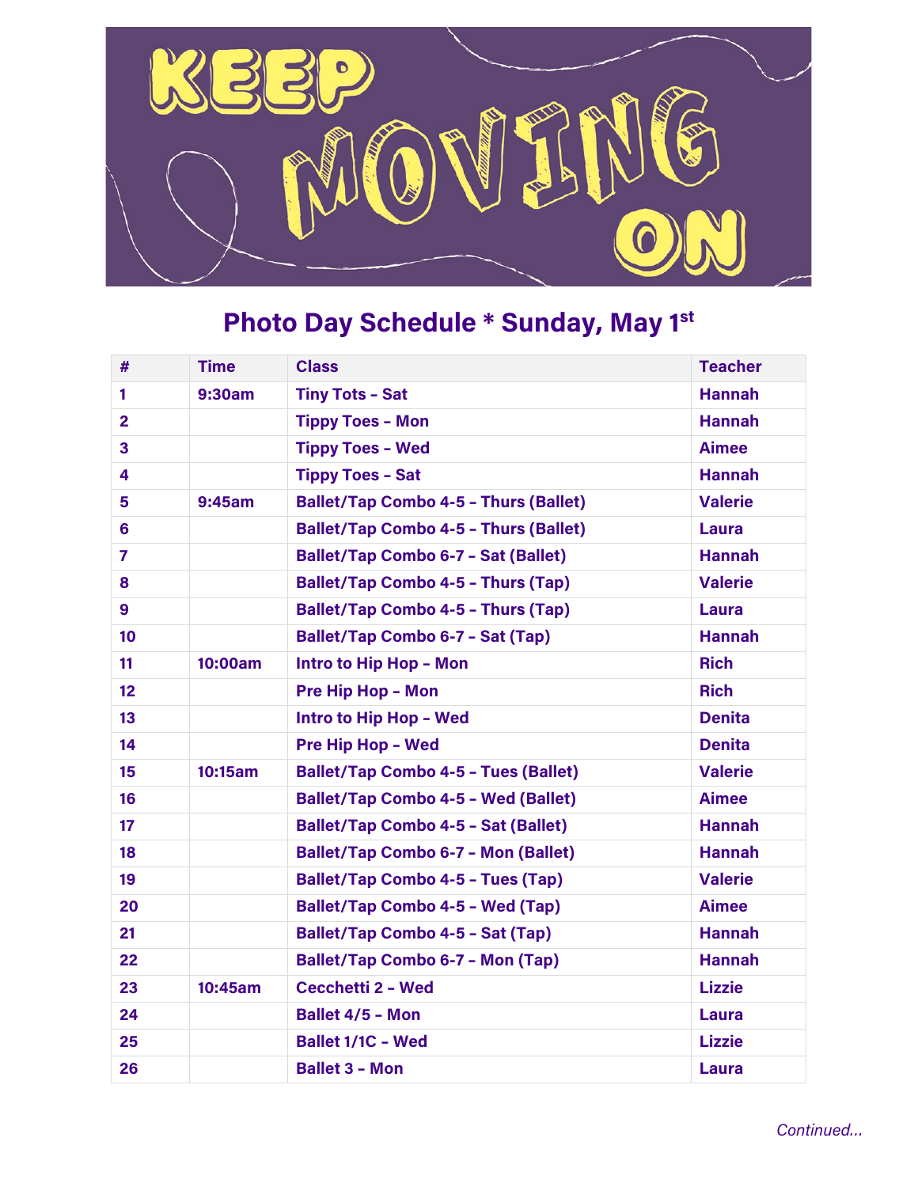# KEEP MOVING ON

## Photo Day Schedule * Sunday, May 1st

| # | Time | Class | Teacher |
|---|---|---|---|
| 1 | 9:30am | Tiny Tots – Sat | Hannah |
| 2 | | Tippy Toes – Mon | Hannah |
| 3 | | Tippy Toes – Wed | Aimee |
| 4 | | Tippy Toes – Sat | Hannah |
| 5 | 9:45am | Ballet/Tap Combo 4-5 – Thurs (Ballet) | Valerie |
| 6 | | Ballet/Tap Combo 4-5 – Thurs (Ballet) | Laura |
| 7 | | Ballet/Tap Combo 6-7 – Sat (Ballet) | Hannah |
| 8 | | Ballet/Tap Combo 4-5 – Thurs (Tap) | Valerie |
| 9 | | Ballet/Tap Combo 4-5 – Thurs (Tap) | Laura |
| 10 | | Ballet/Tap Combo 6-7 – Sat (Tap) | Hannah |
| 11 | 10:00am | Intro to Hip Hop – Mon | Rich |
| 12 | | Pre Hip Hop – Mon | Rich |
| 13 | | Intro to Hip Hop – Wed | Denita |
| 14 | | Pre Hip Hop – Wed | Denita |
| 15 | 10:15am | Ballet/Tap Combo 4-5 – Tues (Ballet) | Valerie |
| 16 | | Ballet/Tap Combo 4-5 – Wed (Ballet) | Aimee |
| 17 | | Ballet/Tap Combo 4-5 – Sat (Ballet) | Hannah |
| 18 | | Ballet/Tap Combo 6-7 – Mon (Ballet) | Hannah |
| 19 | | Ballet/Tap Combo 4-5 – Tues (Tap) | Valerie |
| 20 | | Ballet/Tap Combo 4-5 – Wed (Tap) | Aimee |
| 21 | | Ballet/Tap Combo 4-5 – Sat (Tap) | Hannah |
| 22 | | Ballet/Tap Combo 6-7 – Mon (Tap) | Hannah |
| 23 | 10:45am | Cecchetti 2 – Wed | Lizzie |
| 24 | | Ballet 4/5 – Mon | Laura |
| 25 | | Ballet 1/1C – Wed | Lizzie |
| 26 | | Ballet 3 – Mon | Laura |

*Continued…*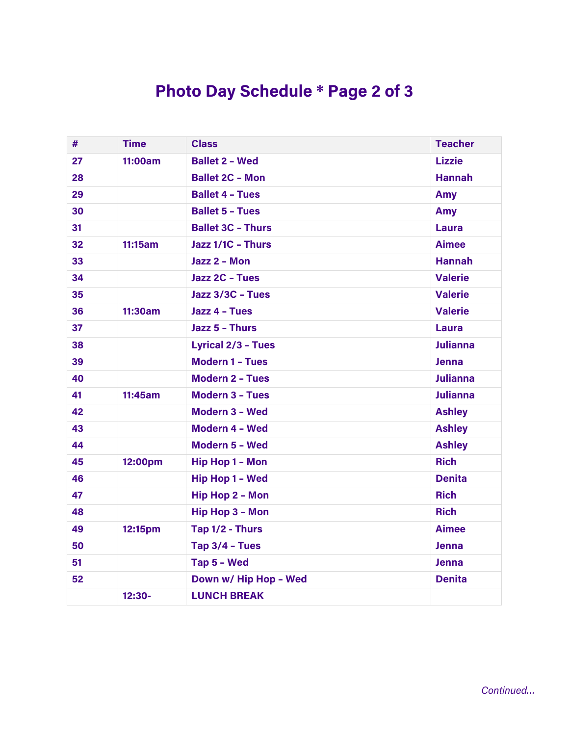# Photo Day Schedule * Page 2 of 3

| # | Time | Class | Teacher |
|---|---|---|---|
| 27 | 11:00am | Ballet 2 – Wed | Lizzie |
| 28 | | Ballet 2C – Mon | Hannah |
| 29 | | Ballet 4 – Tues | Amy |
| 30 | | Ballet 5 – Tues | Amy |
| 31 | | Ballet 3C – Thurs | Laura |
| 32 | 11:15am | Jazz 1/1C – Thurs | Aimee |
| 33 | | Jazz 2 – Mon | Hannah |
| 34 | | Jazz 2C – Tues | Valerie |
| 35 | | Jazz 3/3C – Tues | Valerie |
| 36 | 11:30am | Jazz 4 – Tues | Valerie |
| 37 | | Jazz 5 – Thurs | Laura |
| 38 | | Lyrical 2/3 – Tues | Julianna |
| 39 | | Modern 1 – Tues | Jenna |
| 40 | | Modern 2 – Tues | Julianna |
| 41 | 11:45am | Modern 3 – Tues | Julianna |
| 42 | | Modern 3 – Wed | Ashley |
| 43 | | Modern 4 – Wed | Ashley |
| 44 | | Modern 5 – Wed | Ashley |
| 45 | 12:00pm | Hip Hop 1 – Mon | Rich |
| 46 | | Hip Hop 1 – Wed | Denita |
| 47 | | Hip Hop 2 – Mon | Rich |
| 48 | | Hip Hop 3 – Mon | Rich |
| 49 | 12:15pm | Tap 1/2 - Thurs | Aimee |
| 50 | | Tap 3/4 – Tues | Jenna |
| 51 | | Tap 5 – Wed | Jenna |
| 52 | | Down w/ Hip Hop – Wed | Denita |
| | 12:30- | LUNCH BREAK | |

*Continued…*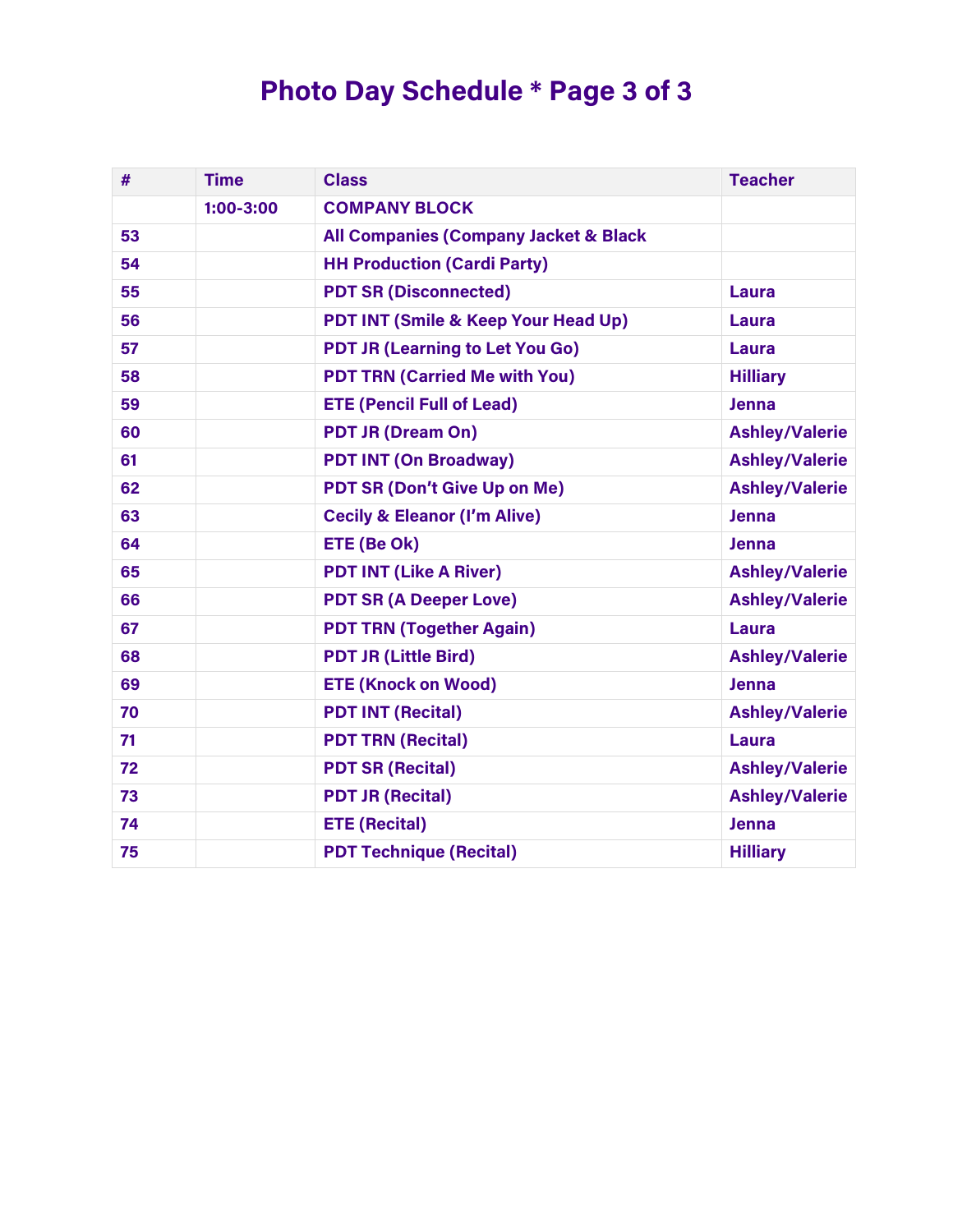# Photo Day Schedule * Page 3 of 3

| # | Time | Class | Teacher |
|---|---|---|---|
| | 1:00-3:00 | COMPANY BLOCK | |
| 53 | | All Companies (Company Jacket & Black | |
| 54 | | HH Production (Cardi Party) | |
| 55 | | PDT SR (Disconnected) | Laura |
| 56 | | PDT INT (Smile & Keep Your Head Up) | Laura |
| 57 | | PDT JR (Learning to Let You Go) | Laura |
| 58 | | PDT TRN (Carried Me with You) | Hilliary |
| 59 | | ETE (Pencil Full of Lead) | Jenna |
| 60 | | PDT JR (Dream On) | Ashley/Valerie |
| 61 | | PDT INT (On Broadway) | Ashley/Valerie |
| 62 | | PDT SR (Don't Give Up on Me) | Ashley/Valerie |
| 63 | | Cecily & Eleanor (I'm Alive) | Jenna |
| 64 | | ETE (Be Ok) | Jenna |
| 65 | | PDT INT (Like A River) | Ashley/Valerie |
| 66 | | PDT SR (A Deeper Love) | Ashley/Valerie |
| 67 | | PDT TRN (Together Again) | Laura |
| 68 | | PDT JR (Little Bird) | Ashley/Valerie |
| 69 | | ETE (Knock on Wood) | Jenna |
| 70 | | PDT INT (Recital) | Ashley/Valerie |
| 71 | | PDT TRN (Recital) | Laura |
| 72 | | PDT SR (Recital) | Ashley/Valerie |
| 73 | | PDT JR (Recital) | Ashley/Valerie |
| 74 | | ETE (Recital) | Jenna |
| 75 | | PDT Technique (Recital) | Hilliary |